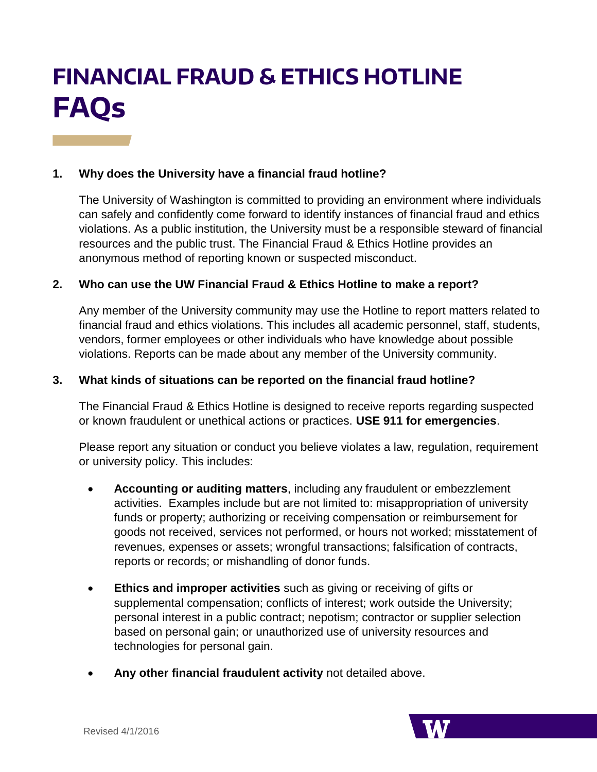# FINANCIAL FRAUD & ETHICS HOTLINE FAQs

**1. Why does the University have a financial fraud hotline?**

The University of Washington is committed to providing an environment where individuals can safely and confidently come forward to identify instances of financial fraud and ethics violations. As a public institution, the University must be a responsible steward of financial resources and the public trust. The Financial Fraud & Ethics Hotline provides an anonymous method of reporting known or suspected misconduct.

**2. Who can use the UW Financial Fraud & Ethics Hotline to make a report?**

Any member of the University community may use the Hotline to report matters related to financial fraud and ethics violations. This includes all academic personnel, staff, students, vendors, former employees or other individuals who have knowledge about possible violations. Reports can be made about any member of the University community.

**3. What kinds of situations can be reported on the financial fraud hotline?**

The Financial Fraud & Ethics Hotline is designed to receive reports regarding suspected or known fraudulent or unethical actions or practices. **USE 911 for emergencies**.

Please report any situation or conduct you believe violates a law, regulation, requirement or university policy. This includes:

- **Accounting or auditing matters**, including any fraudulent or embezzlement activities. Examples include but are not limited to: misappropriation of university funds or property; authorizing or receiving compensation or reimbursement for goods not received, services not performed, or hours not worked; misstatement of revenues, expenses or assets; wrongful transactions; falsification of contracts, reports or records; or mishandling of donor funds.
- **Ethics and improper activities** such as giving or receiving of gifts or supplemental compensation; conflicts of interest; work outside the University; personal interest in a public contract; nepotism; contractor or supplier selection based on personal gain; or unauthorized use of university resources and technologies for personal gain.
- **Any other financial fraudulent activity** not detailed above.

Revised 4/1/2016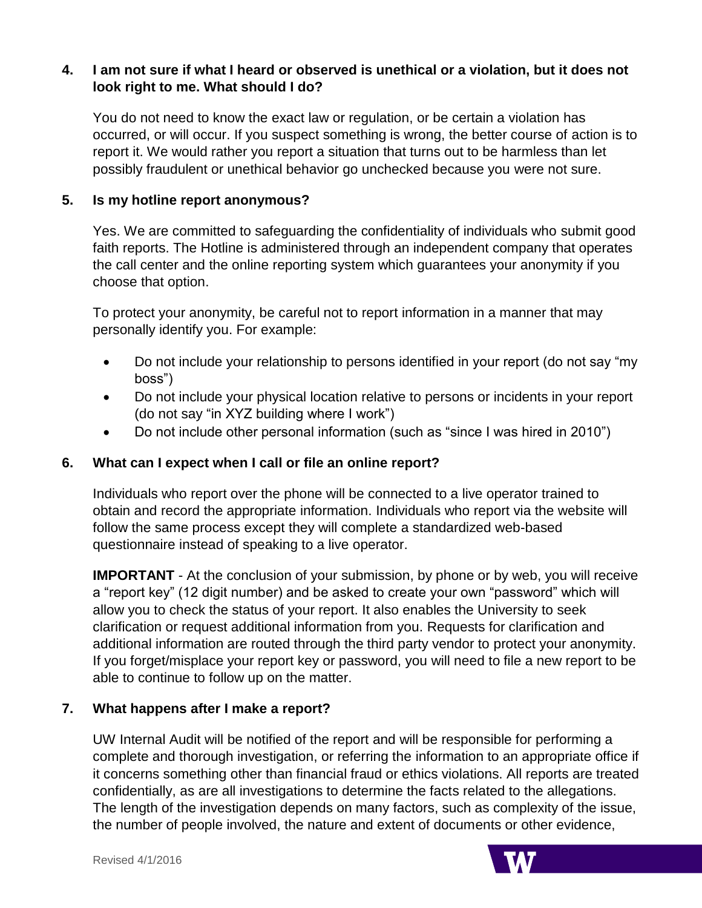**4. I am not sure if what I heard or observed is unethical or a violation, but it does not look right to me. What should I do?**

You do not need to know the exact law or regulation, or be certain a violation has occurred, or will occur. If you suspect something is wrong, the better course of action is to report it. We would rather you report a situation that turns out to be harmless than let possibly fraudulent or unethical behavior go unchecked because you were not sure.

**5. Is my hotline report anonymous?**

Yes. We are committed to safeguarding the confidentiality of individuals who submit good faith reports. The Hotline is administered through an independent company that operates the call center and the online reporting system which guarantees your anonymity if you choose that option.

To protect your anonymity, be careful not to report information in a manner that may personally identify you. For example:

- Do not include your relationship to persons identified in your report (do not say "my boss")
- Do not include your physical location relative to persons or incidents in your report (do not say "in XYZ building where I work")
- Do not include other personal information (such as "since I was hired in 2010")

**6. What can I expect when I call or file an online report?**

Individuals who report over the phone will be connected to a live operator trained to obtain and record the appropriate information. Individuals who report via the website will follow the same process except they will complete a standardized web-based questionnaire instead of speaking to a live operator.

**IMPORTANT** - At the conclusion of your submission, by phone or by web, you will receive a "report key" (12 digit number) and be asked to create your own "password" which will allow you to check the status of your report. It also enables the University to seek clarification or request additional information from you. Requests for clarification and additional information are routed through the third party vendor to protect your anonymity. If you forget/misplace your report key or password, you will need to file a new report to be able to continue to follow up on the matter.

**7. What happens after I make a report?**

UW Internal Audit will be notified of the report and will be responsible for performing a complete and thorough investigation, or referring the information to an appropriate office if it concerns something other than financial fraud or ethics violations. All reports are treated confidentially, as are all investigations to determine the facts related to the allegations. The length of the investigation depends on many factors, such as complexity of the issue, the number of people involved, the nature and extent of documents or other evidence,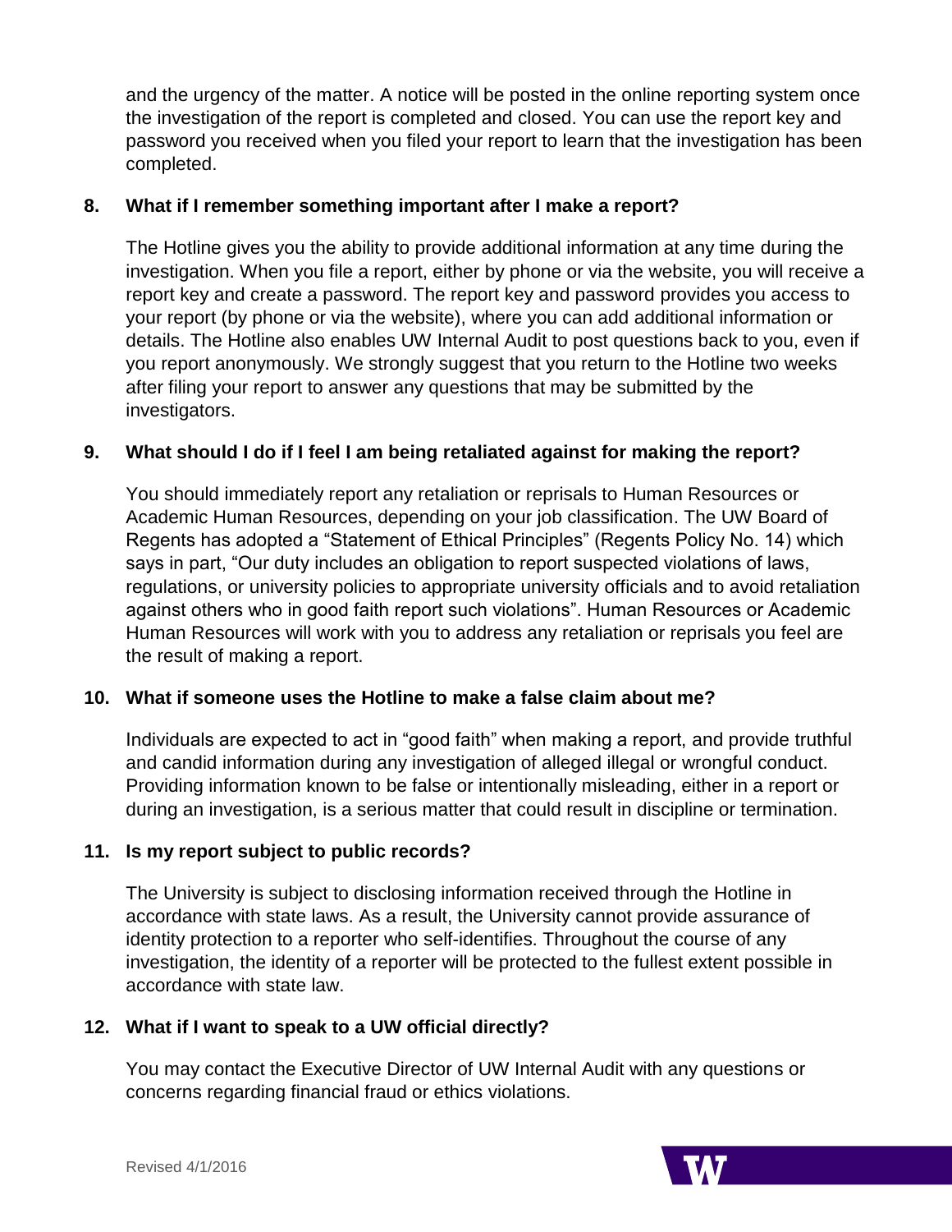and the urgency of the matter. A notice will be posted in the online reporting system once the investigation of the report is completed and closed. You can use the report key and password you received when you filed your report to learn that the investigation has been completed.

**8. What if I remember something important after I make a report?**

The Hotline gives you the ability to provide additional information at any time during the investigation. When you file a report, either by phone or via the website, you will receive a report key and create a password. The report key and password provides you access to your report (by phone or via the website), where you can add additional information or details. The Hotline also enables UW Internal Audit to post questions back to you, even if you report anonymously. We strongly suggest that you return to the Hotline two weeks after filing your report to answer any questions that may be submitted by the investigators.

**9. What should I do if I feel I am being retaliated against for making the report?**

You should immediately report any retaliation or reprisals to Human Resources or Academic Human Resources, depending on your job classification. The UW Board of Regents has adopted a "Statement of Ethical Principles" (Regents Policy No. 14) which says in part, "Our duty includes an obligation to report suspected violations of laws, regulations, or university policies to appropriate university officials and to avoid retaliation against others who in good faith report such violations". Human Resources or Academic Human Resources will work with you to address any retaliation or reprisals you feel are the result of making a report.

**10. What if someone uses the Hotline to make a false claim about me?**

Individuals are expected to act in "good faith" when making a report, and provide truthful and candid information during any investigation of alleged illegal or wrongful conduct. Providing information known to be false or intentionally misleading, either in a report or during an investigation, is a serious matter that could result in discipline or termination.

**11. Is my report subject to public records?**

The University is subject to disclosing information received through the Hotline in accordance with state laws. As a result, the University cannot provide assurance of identity protection to a reporter who self-identifies. Throughout the course of any investigation, the identity of a reporter will be protected to the fullest extent possible in accordance with state law.

**12. What if I want to speak to a UW official directly?**

You may contact the Executive Director of UW Internal Audit with any questions or concerns regarding financial fraud or ethics violations.

Revised 4/1/2016